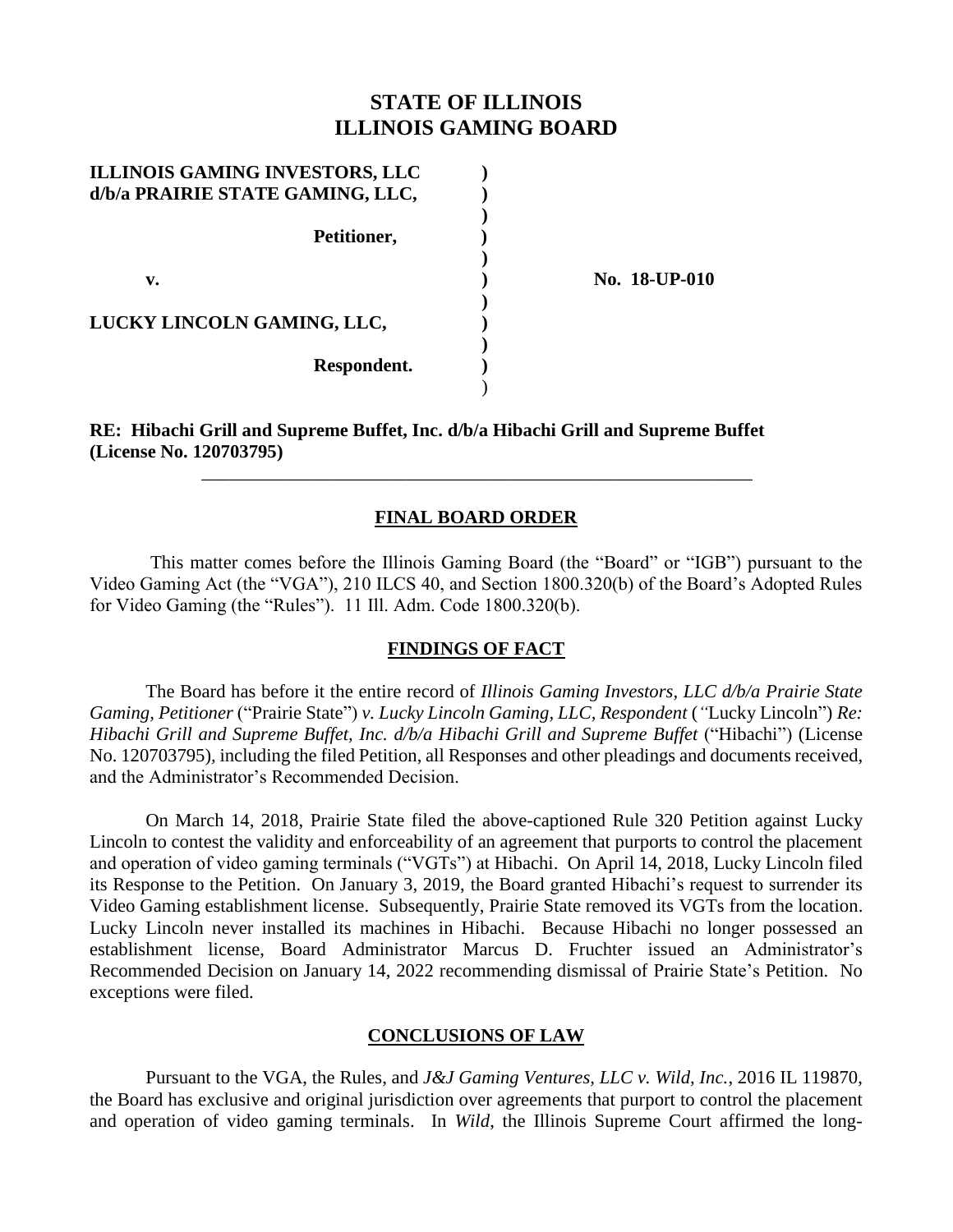# STATE OF ILLINOIS
# ILLINOIS GAMING BOARD

**ILLINOIS GAMING INVESTORS, LLC d/b/a PRAIRIE STATE GAMING, LLC,**

**Petitioner,**

**v.**

**LUCKY LINCOLN GAMING, LLC,**

**Respondent.**

**No. 18-UP-010**

**RE: Hibachi Grill and Supreme Buffet, Inc. d/b/a Hibachi Grill and Supreme Buffet (License No. 120703795)**

---

## FINAL BOARD ORDER

This matter comes before the Illinois Gaming Board (the "Board" or "IGB") pursuant to the Video Gaming Act (the "VGA"), 210 ILCS 40, and Section 1800.320(b) of the Board's Adopted Rules for Video Gaming (the "Rules"). 11 Ill. Adm. Code 1800.320(b).

## FINDINGS OF FACT

The Board has before it the entire record of *Illinois Gaming Investors, LLC d/b/a Prairie State Gaming, Petitioner* ("Prairie State") *v. Lucky Lincoln Gaming, LLC, Respondent* ("Lucky Lincoln") *Re: Hibachi Grill and Supreme Buffet, Inc. d/b/a Hibachi Grill and Supreme Buffet* ("Hibachi") (License No. 120703795), including the filed Petition, all Responses and other pleadings and documents received, and the Administrator's Recommended Decision.

On March 14, 2018, Prairie State filed the above-captioned Rule 320 Petition against Lucky Lincoln to contest the validity and enforceability of an agreement that purports to control the placement and operation of video gaming terminals ("VGTs") at Hibachi. On April 14, 2018, Lucky Lincoln filed its Response to the Petition. On January 3, 2019, the Board granted Hibachi's request to surrender its Video Gaming establishment license. Subsequently, Prairie State removed its VGTs from the location. Lucky Lincoln never installed its machines in Hibachi. Because Hibachi no longer possessed an establishment license, Board Administrator Marcus D. Fruchter issued an Administrator's Recommended Decision on January 14, 2022 recommending dismissal of Prairie State's Petition. No exceptions were filed.

## CONCLUSIONS OF LAW

Pursuant to the VGA, the Rules, and *J&J Gaming Ventures, LLC v. Wild, Inc.*, 2016 IL 119870, the Board has exclusive and original jurisdiction over agreements that purport to control the placement and operation of video gaming terminals. In *Wild*, the Illinois Supreme Court affirmed the long-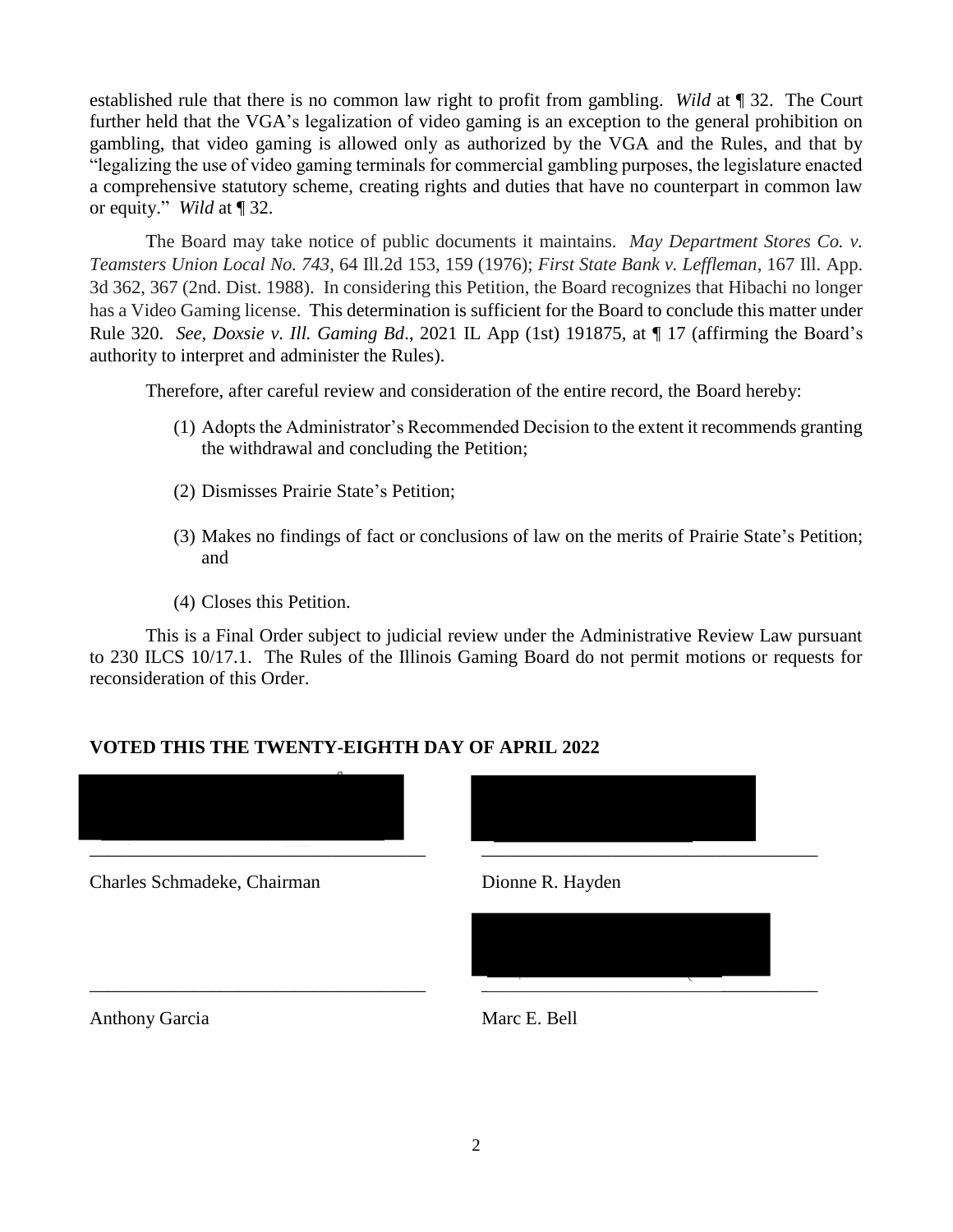established rule that there is no common law right to profit from gambling. *Wild* at ¶ 32. The Court further held that the VGA's legalization of video gaming is an exception to the general prohibition on gambling, that video gaming is allowed only as authorized by the VGA and the Rules, and that by "legalizing the use of video gaming terminals for commercial gambling purposes, the legislature enacted a comprehensive statutory scheme, creating rights and duties that have no counterpart in common law or equity." *Wild* at ¶ 32.

The Board may take notice of public documents it maintains. *May Department Stores Co. v. Teamsters Union Local No. 743*, 64 Ill.2d 153, 159 (1976); *First State Bank v. Leffleman*, 167 Ill. App. 3d 362, 367 (2nd. Dist. 1988). In considering this Petition, the Board recognizes that Hibachi no longer has a Video Gaming license. This determination is sufficient for the Board to conclude this matter under Rule 320. *See*, *Doxsie v. Ill. Gaming Bd.*, 2021 IL App (1st) 191875, at ¶ 17 (affirming the Board's authority to interpret and administer the Rules).

Therefore, after careful review and consideration of the entire record, the Board hereby:

(1) Adopts the Administrator's Recommended Decision to the extent it recommends granting the withdrawal and concluding the Petition;

(2) Dismisses Prairie State's Petition;

(3) Makes no findings of fact or conclusions of law on the merits of Prairie State's Petition; and

(4) Closes this Petition.

This is a Final Order subject to judicial review under the Administrative Review Law pursuant to 230 ILCS 10/17.1. The Rules of the Illinois Gaming Board do not permit motions or requests for reconsideration of this Order.

**VOTED THIS THE TWENTY-EIGHTH DAY OF APRIL 2022**

| | |
|---|---|
| \_\_\_\_\_\_\_\_\_\_\_\_\_\_\_\_\_\_\_\_\_\_\_\_\_\_\_\_\_\_\_\_\_\_\_ | \_\_\_\_\_\_\_\_\_\_\_\_\_\_\_\_\_\_\_\_\_\_\_\_\_\_\_\_\_\_\_\_\_\_\_ |
| Charles Schmadeke, Chairman | Dionne R. Hayden |
| \_\_\_\_\_\_\_\_\_\_\_\_\_\_\_\_\_\_\_\_\_\_\_\_\_\_\_\_\_\_\_\_\_\_\_ | \_\_\_\_\_\_\_\_\_\_\_\_\_\_\_\_\_\_\_\_\_\_\_\_\_\_\_\_\_\_\_\_\_\_\_ |
| Anthony Garcia | Marc E. Bell |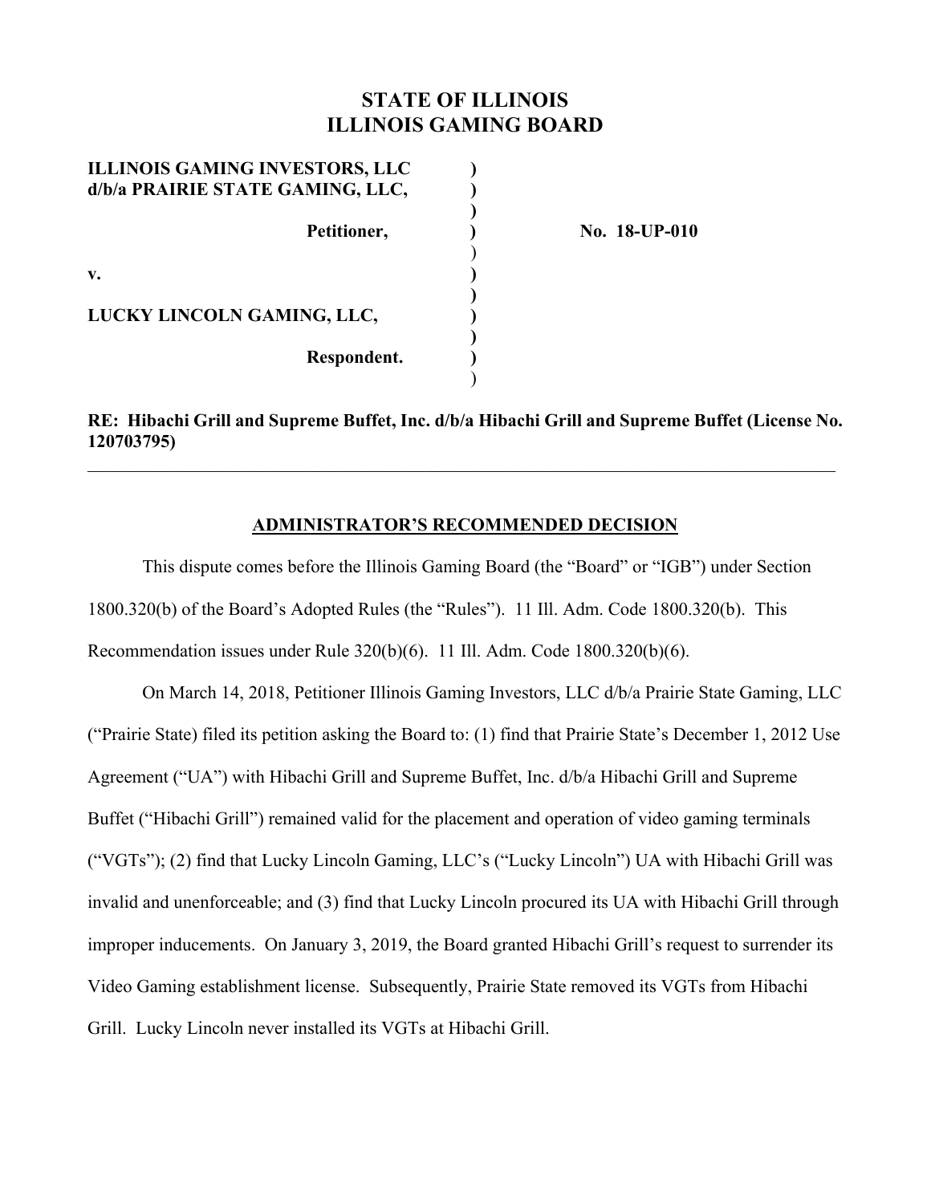# STATE OF ILLINOIS
# ILLINOIS GAMING BOARD

| | | |
|---|---|---|
| **ILLINOIS GAMING INVESTORS, LLC d/b/a PRAIRIE STATE GAMING, LLC,** | ) | |
| **Petitioner,** | ) | **No. 18-UP-010** |
| **v.** | ) | |
| **LUCKY LINCOLN GAMING, LLC,** | ) | |
| **Respondent.** | ) | |

**RE: Hibachi Grill and Supreme Buffet, Inc. d/b/a Hibachi Grill and Supreme Buffet (License No. 120703795)**

---

## ADMINISTRATOR'S RECOMMENDED DECISION

This dispute comes before the Illinois Gaming Board (the "Board" or "IGB") under Section 1800.320(b) of the Board's Adopted Rules (the "Rules"). 11 Ill. Adm. Code 1800.320(b). This Recommendation issues under Rule 320(b)(6). 11 Ill. Adm. Code 1800.320(b)(6).

On March 14, 2018, Petitioner Illinois Gaming Investors, LLC d/b/a Prairie State Gaming, LLC ("Prairie State) filed its petition asking the Board to: (1) find that Prairie State's December 1, 2012 Use Agreement ("UA") with Hibachi Grill and Supreme Buffet, Inc. d/b/a Hibachi Grill and Supreme Buffet ("Hibachi Grill") remained valid for the placement and operation of video gaming terminals ("VGTs"); (2) find that Lucky Lincoln Gaming, LLC's ("Lucky Lincoln") UA with Hibachi Grill was invalid and unenforceable; and (3) find that Lucky Lincoln procured its UA with Hibachi Grill through improper inducements. On January 3, 2019, the Board granted Hibachi Grill's request to surrender its Video Gaming establishment license. Subsequently, Prairie State removed its VGTs from Hibachi Grill. Lucky Lincoln never installed its VGTs at Hibachi Grill.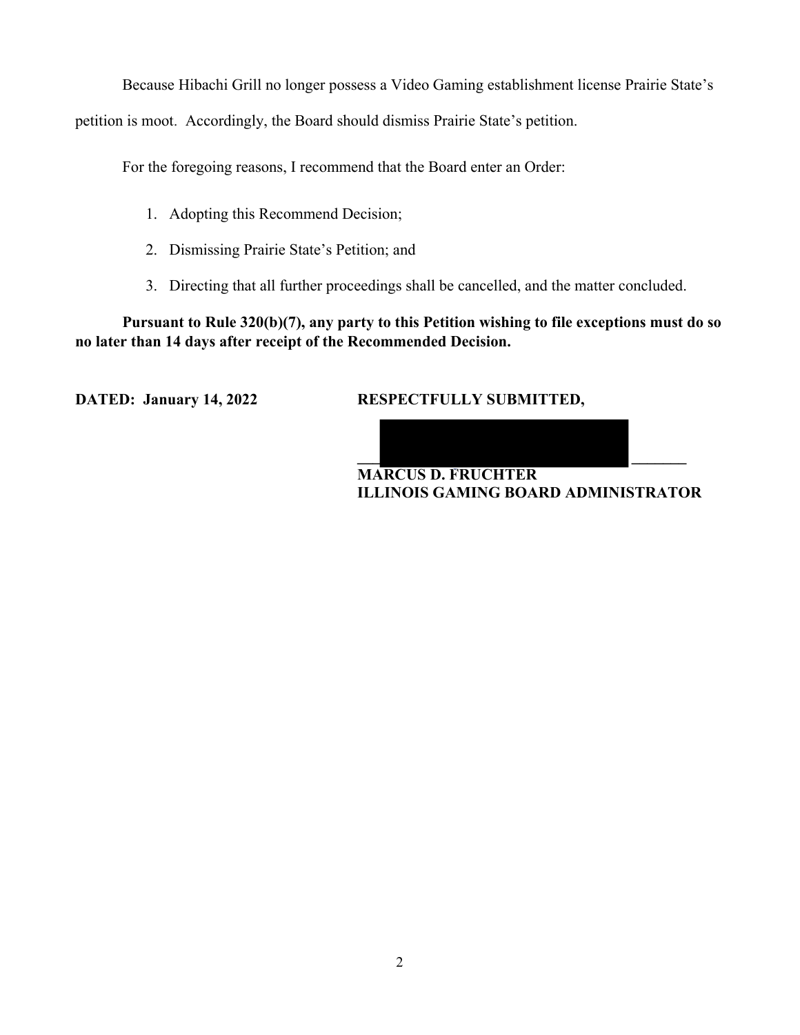Because Hibachi Grill no longer possess a Video Gaming establishment license Prairie State's petition is moot. Accordingly, the Board should dismiss Prairie State's petition.

For the foregoing reasons, I recommend that the Board enter an Order:

1. Adopting this Recommend Decision;
2. Dismissing Prairie State's Petition; and
3. Directing that all further proceedings shall be cancelled, and the matter concluded.

**Pursuant to Rule 320(b)(7), any party to this Petition wishing to file exceptions must do so no later than 14 days after receipt of the Recommended Decision.**

**DATED: January 14, 2022**

**RESPECTFULLY SUBMITTED,**

**MARCUS D. FRUCHTER**
**ILLINOIS GAMING BOARD ADMINISTRATOR**